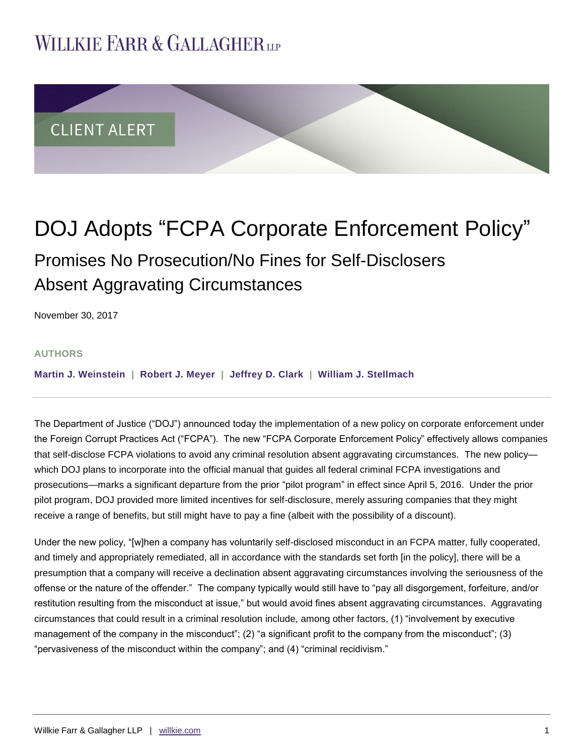# Willkie Farr & Gallagher LLP

CLIENT ALERT

# DOJ Adopts "FCPA Corporate Enforcement Policy"

## Promises No Prosecution/No Fines for Self-Disclosers Absent Aggravating Circumstances

November 30, 2017

**AUTHORS**

**Martin J. Weinstein | Robert J. Meyer | Jeffrey D. Clark | William J. Stellmach**

---

The Department of Justice ("DOJ") announced today the implementation of a new policy on corporate enforcement under the Foreign Corrupt Practices Act ("FCPA"). The new "FCPA Corporate Enforcement Policy" effectively allows companies that self-disclose FCPA violations to avoid any criminal resolution absent aggravating circumstances. The new policy—which DOJ plans to incorporate into the official manual that guides all federal criminal FCPA investigations and prosecutions—marks a significant departure from the prior "pilot program" in effect since April 5, 2016. Under the prior pilot program, DOJ provided more limited incentives for self-disclosure, merely assuring companies that they might receive a range of benefits, but still might have to pay a fine (albeit with the possibility of a discount).

Under the new policy, "[w]hen a company has voluntarily self-disclosed misconduct in an FCPA matter, fully cooperated, and timely and appropriately remediated, all in accordance with the standards set forth [in the policy], there will be a presumption that a company will receive a declination absent aggravating circumstances involving the seriousness of the offense or the nature of the offender." The company typically would still have to "pay all disgorgement, forfeiture, and/or restitution resulting from the misconduct at issue," but would avoid fines absent aggravating circumstances. Aggravating circumstances that could result in a criminal resolution include, among other factors, (1) "involvement by executive management of the company in the misconduct"; (2) "a significant profit to the company from the misconduct"; (3) "pervasiveness of the misconduct within the company"; and (4) "criminal recidivism."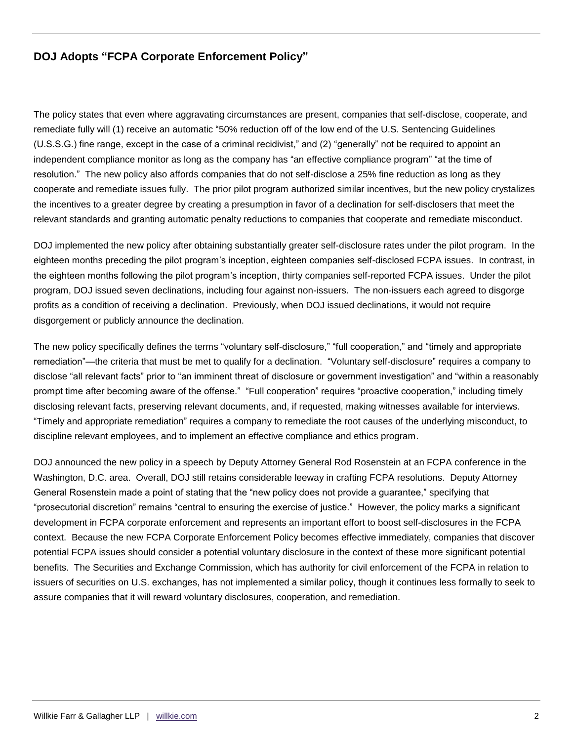## DOJ Adopts "FCPA Corporate Enforcement Policy"

The policy states that even where aggravating circumstances are present, companies that self-disclose, cooperate, and remediate fully will (1) receive an automatic "50% reduction off of the low end of the U.S. Sentencing Guidelines (U.S.S.G.) fine range, except in the case of a criminal recidivist," and (2) "generally" not be required to appoint an independent compliance monitor as long as the company has "an effective compliance program" "at the time of resolution." The new policy also affords companies that do not self-disclose a 25% fine reduction as long as they cooperate and remediate issues fully. The prior pilot program authorized similar incentives, but the new policy crystalizes the incentives to a greater degree by creating a presumption in favor of a declination for self-disclosers that meet the relevant standards and granting automatic penalty reductions to companies that cooperate and remediate misconduct.

DOJ implemented the new policy after obtaining substantially greater self-disclosure rates under the pilot program. In the eighteen months preceding the pilot program's inception, eighteen companies self-disclosed FCPA issues. In contrast, in the eighteen months following the pilot program's inception, thirty companies self-reported FCPA issues. Under the pilot program, DOJ issued seven declinations, including four against non-issuers. The non-issuers each agreed to disgorge profits as a condition of receiving a declination. Previously, when DOJ issued declinations, it would not require disgorgement or publicly announce the declination.

The new policy specifically defines the terms "voluntary self-disclosure," "full cooperation," and "timely and appropriate remediation"—the criteria that must be met to qualify for a declination. "Voluntary self-disclosure" requires a company to disclose "all relevant facts" prior to "an imminent threat of disclosure or government investigation" and "within a reasonably prompt time after becoming aware of the offense." "Full cooperation" requires "proactive cooperation," including timely disclosing relevant facts, preserving relevant documents, and, if requested, making witnesses available for interviews. "Timely and appropriate remediation" requires a company to remediate the root causes of the underlying misconduct, to discipline relevant employees, and to implement an effective compliance and ethics program.

DOJ announced the new policy in a speech by Deputy Attorney General Rod Rosenstein at an FCPA conference in the Washington, D.C. area. Overall, DOJ still retains considerable leeway in crafting FCPA resolutions. Deputy Attorney General Rosenstein made a point of stating that the "new policy does not provide a guarantee," specifying that "prosecutorial discretion" remains "central to ensuring the exercise of justice." However, the policy marks a significant development in FCPA corporate enforcement and represents an important effort to boost self-disclosures in the FCPA context. Because the new FCPA Corporate Enforcement Policy becomes effective immediately, companies that discover potential FCPA issues should consider a potential voluntary disclosure in the context of these more significant potential benefits. The Securities and Exchange Commission, which has authority for civil enforcement of the FCPA in relation to issuers of securities on U.S. exchanges, has not implemented a similar policy, though it continues less formally to seek to assure companies that it will reward voluntary disclosures, cooperation, and remediation.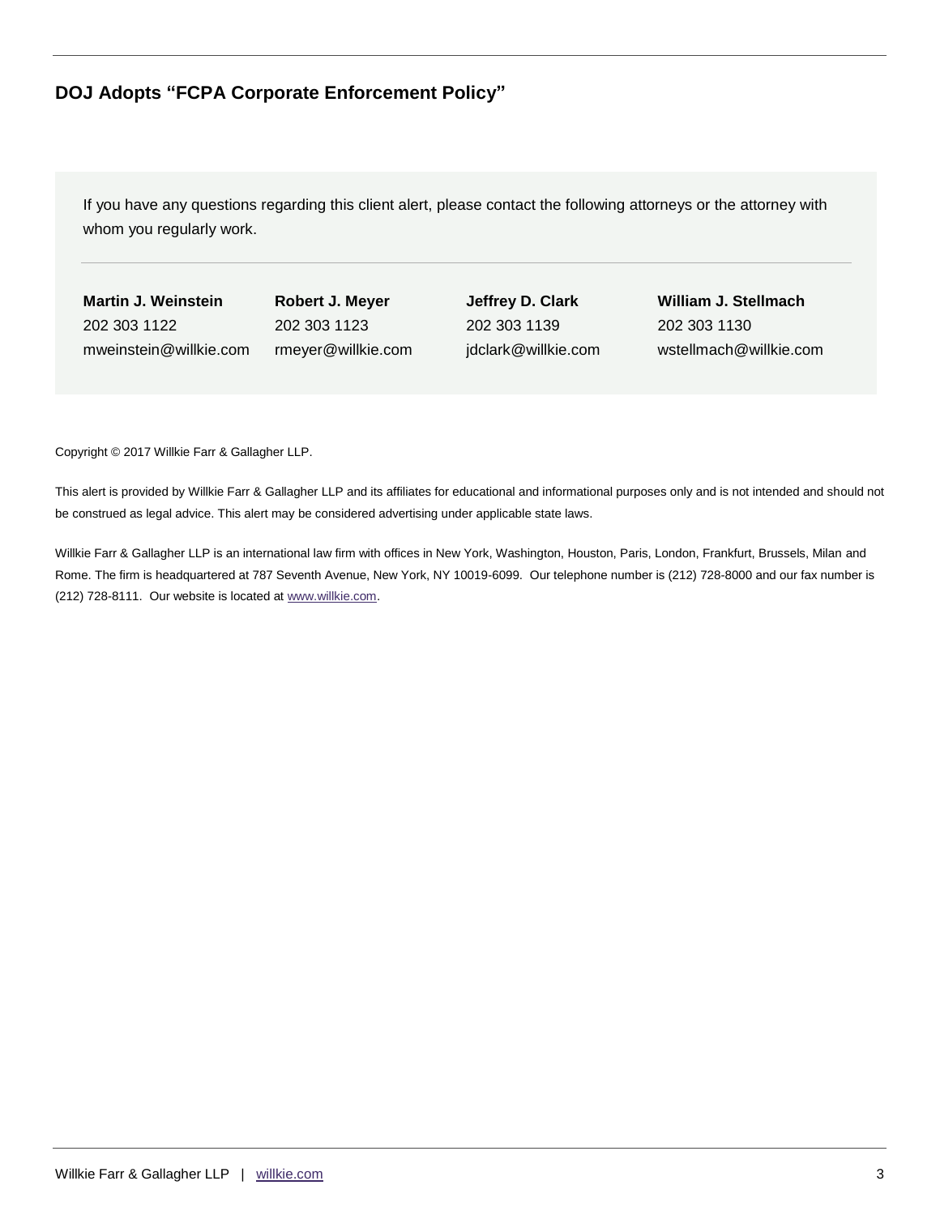If you have any questions regarding this client alert, please contact the following attorneys or the attorney with whom you regularly work.

| | | | |
|---|---|---|---|
| **Martin J. Weinstein** | **Robert J. Meyer** | **Jeffrey D. Clark** | **William J. Stellmach** |
| 202 303 1122 | 202 303 1123 | 202 303 1139 | 202 303 1130 |
| mweinstein@willkie.com | rmeyer@willkie.com | jdclark@willkie.com | wstellmach@willkie.com |

Copyright © 2017 Willkie Farr & Gallagher LLP.

This alert is provided by Willkie Farr & Gallagher LLP and its affiliates for educational and informational purposes only and is not intended and should not be construed as legal advice. This alert may be considered advertising under applicable state laws.

Willkie Farr & Gallagher LLP is an international law firm with offices in New York, Washington, Houston, Paris, London, Frankfurt, Brussels, Milan and Rome. The firm is headquartered at 787 Seventh Avenue, New York, NY 10019-6099. Our telephone number is (212) 728-8000 and our fax number is (212) 728-8111. Our website is located at www.willkie.com.